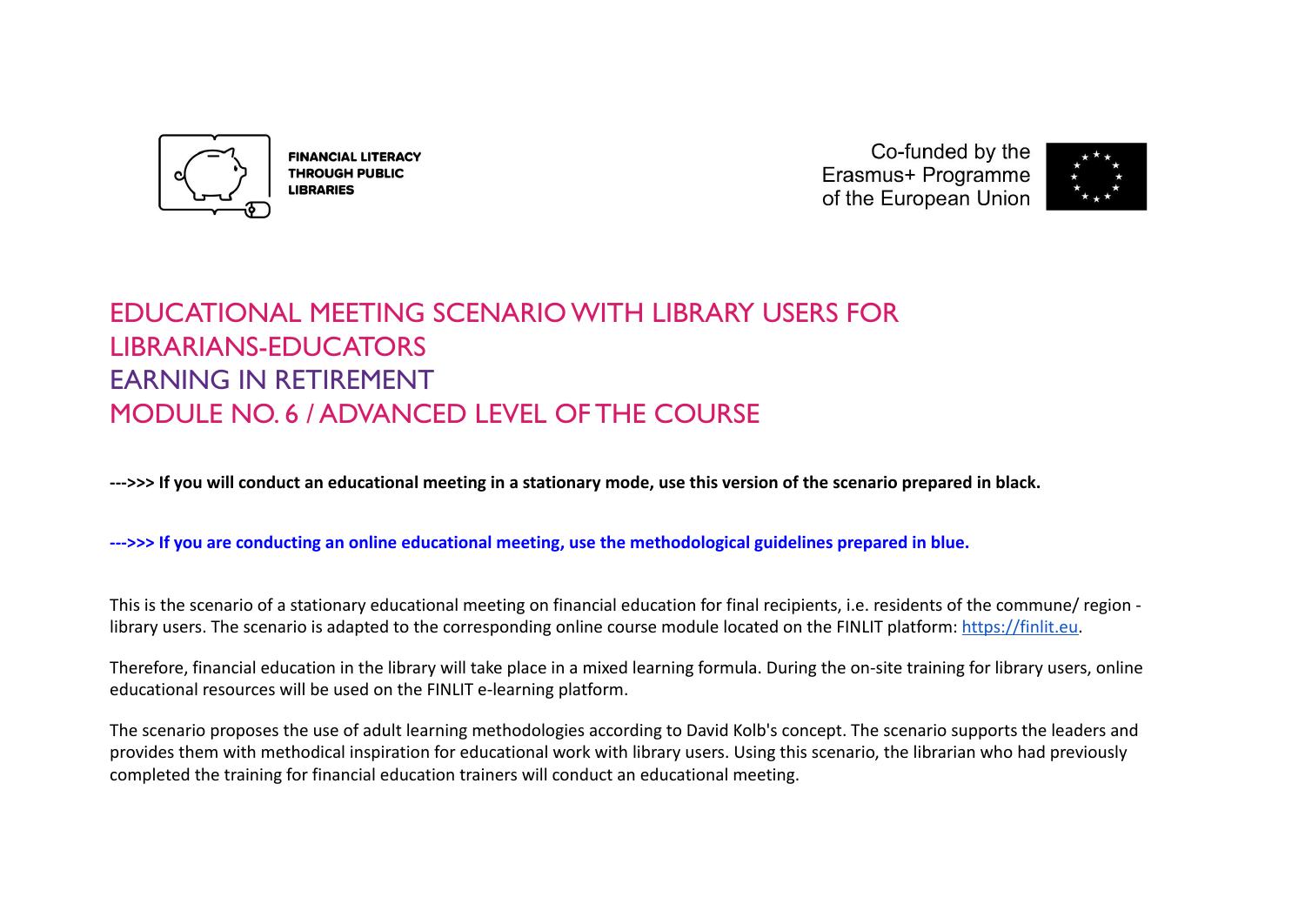FINANCIAL LITERACY THROUGH PUBLIC LIBRARIES

Co-funded by the Erasmus+ Programme of the European Union

# EDUCATIONAL MEETING SCENARIO WITH LIBRARY USERS FOR LIBRARIANS-EDUCATORS
# EARNING IN RETIREMENT
# MODULE NO. 6 / ADVANCED LEVEL OF THE COURSE

**--->>> If you will conduct an educational meeting in a stationary mode, use this version of the scenario prepared in black.**

**--->>> If you are conducting an online educational meeting, use the methodological guidelines prepared in blue.**

This is the scenario of a stationary educational meeting on financial education for final recipients, i.e. residents of the commune/ region - library users. The scenario is adapted to the corresponding online course module located on the FINLIT platform: https://finlit.eu.

Therefore, financial education in the library will take place in a mixed learning formula. During the on-site training for library users, online educational resources will be used on the FINLIT e-learning platform.

The scenario proposes the use of adult learning methodologies according to David Kolb's concept. The scenario supports the leaders and provides them with methodical inspiration for educational work with library users. Using this scenario, the librarian who had previously completed the training for financial education trainers will conduct an educational meeting.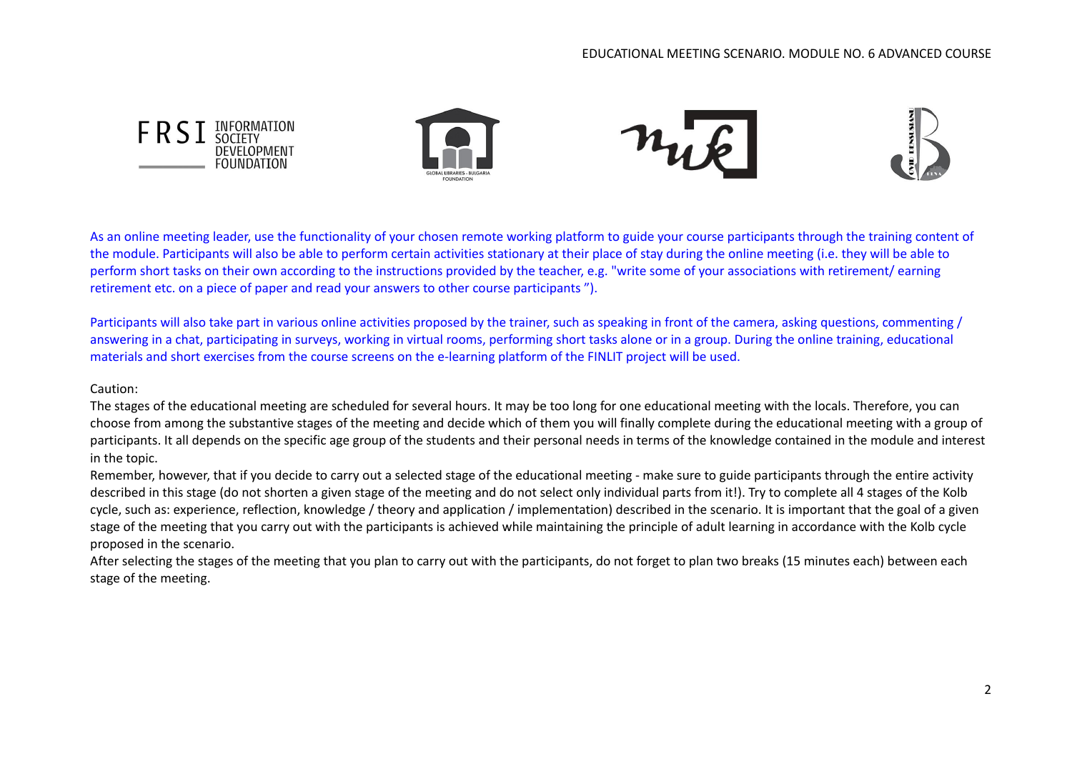As an online meeting leader, use the functionality of your chosen remote working platform to guide your course participants through the training content of the module. Participants will also be able to perform certain activities stationary at their place of stay during the online meeting (i.e. they will be able to perform short tasks on their own according to the instructions provided by the teacher, e.g. "write some of your associations with retirement/ earning retirement etc. on a piece of paper and read your answers to other course participants ").

Participants will also take part in various online activities proposed by the trainer, such as speaking in front of the camera, asking questions, commenting / answering in a chat, participating in surveys, working in virtual rooms, performing short tasks alone or in a group. During the online training, educational materials and short exercises from the course screens on the e-learning platform of the FINLIT project will be used.

Caution:

The stages of the educational meeting are scheduled for several hours. It may be too long for one educational meeting with the locals. Therefore, you can choose from among the substantive stages of the meeting and decide which of them you will finally complete during the educational meeting with a group of participants. It all depends on the specific age group of the students and their personal needs in terms of the knowledge contained in the module and interest in the topic.

Remember, however, that if you decide to carry out a selected stage of the educational meeting - make sure to guide participants through the entire activity described in this stage (do not shorten a given stage of the meeting and do not select only individual parts from it!). Try to complete all 4 stages of the Kolb cycle, such as: experience, reflection, knowledge / theory and application / implementation) described in the scenario. It is important that the goal of a given stage of the meeting that you carry out with the participants is achieved while maintaining the principle of adult learning in accordance with the Kolb cycle proposed in the scenario.

After selecting the stages of the meeting that you plan to carry out with the participants, do not forget to plan two breaks (15 minutes each) between each stage of the meeting.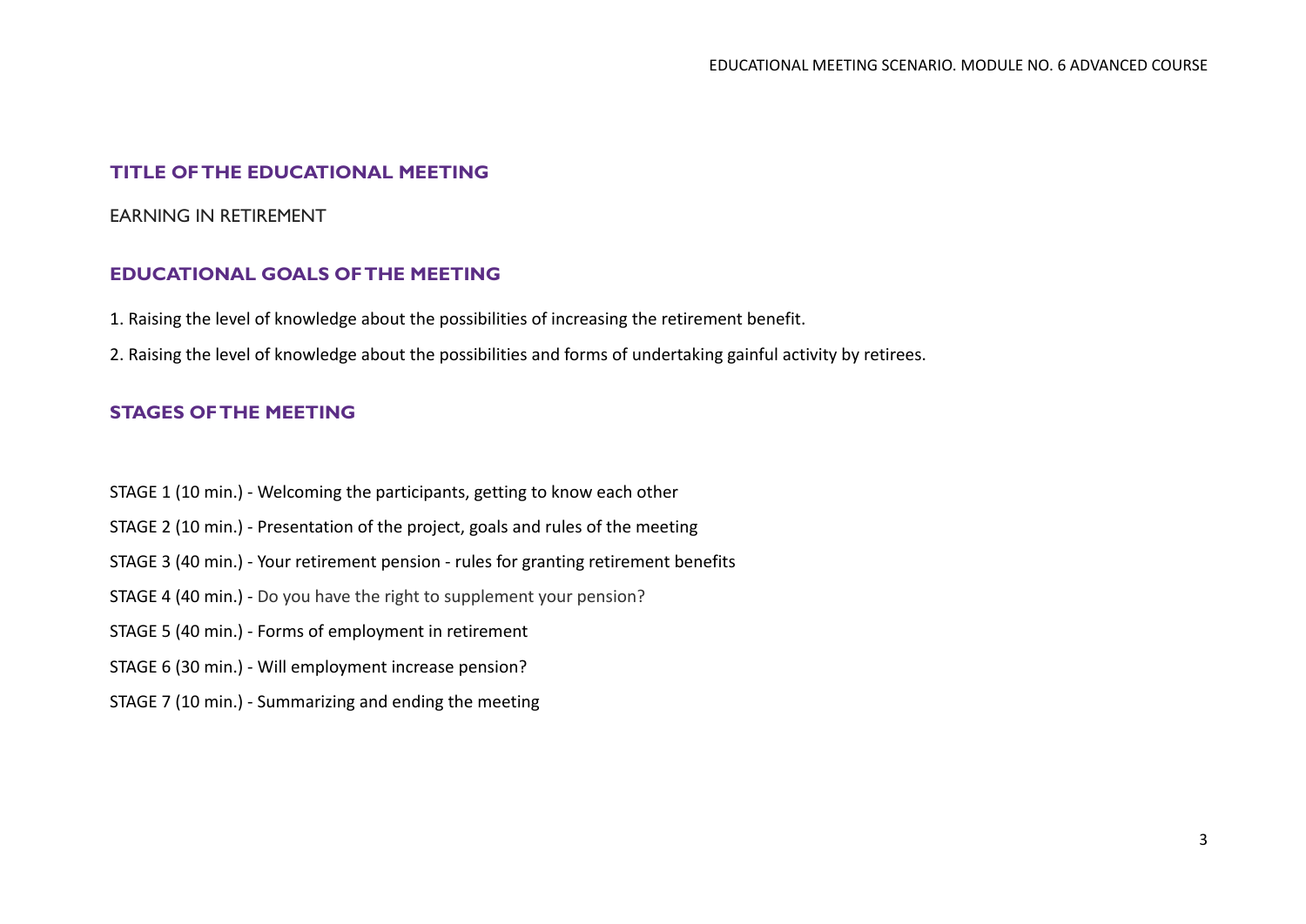## TITLE OF THE EDUCATIONAL MEETING

EARNING IN RETIREMENT

## EDUCATIONAL GOALS OF THE MEETING

1. Raising the level of knowledge about the possibilities of increasing the retirement benefit.
2. Raising the level of knowledge about the possibilities and forms of undertaking gainful activity by retirees.

## STAGES OF THE MEETING

STAGE 1 (10 min.) - Welcoming the participants, getting to know each other

STAGE 2 (10 min.) - Presentation of the project, goals and rules of the meeting

STAGE 3 (40 min.) - Your retirement pension - rules for granting retirement benefits

STAGE 4 (40 min.) - Do you have the right to supplement your pension?

STAGE 5 (40 min.) - Forms of employment in retirement

STAGE 6 (30 min.) - Will employment increase pension?

STAGE 7 (10 min.) - Summarizing and ending the meeting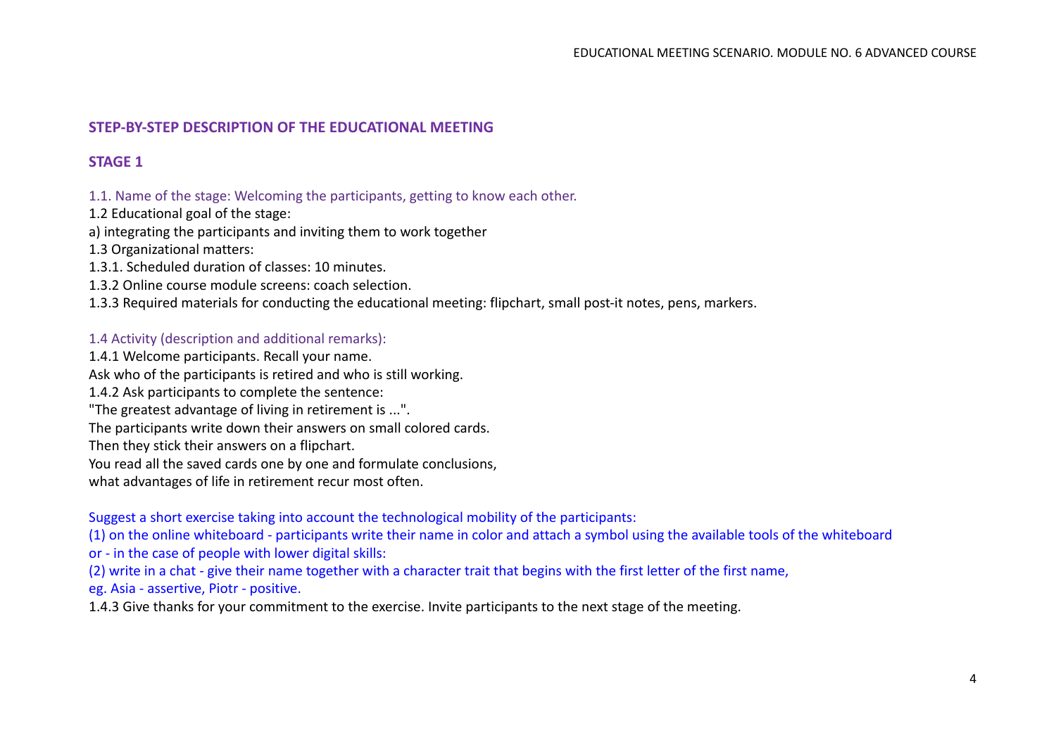## STEP-BY-STEP DESCRIPTION OF THE EDUCATIONAL MEETING

### STAGE 1

1.1. Name of the stage: Welcoming the participants, getting to know each other.

1.2 Educational goal of the stage:

a) integrating the participants and inviting them to work together

1.3 Organizational matters:

1.3.1. Scheduled duration of classes: 10 minutes.

1.3.2 Online course module screens: coach selection.

1.3.3 Required materials for conducting the educational meeting: flipchart, small post-it notes, pens, markers.

1.4 Activity (description and additional remarks):

1.4.1 Welcome participants. Recall your name.
Ask who of the participants is retired and who is still working.

1.4.2 Ask participants to complete the sentence:
"The greatest advantage of living in retirement is ...".
The participants write down their answers on small colored cards.
Then they stick their answers on a flipchart.
You read all the saved cards one by one and formulate conclusions,
what advantages of life in retirement recur most often.

Suggest a short exercise taking into account the technological mobility of the participants:
(1) on the online whiteboard - participants write their name in color and attach a symbol using the available tools of the whiteboard
or - in the case of people with lower digital skills:
(2) write in a chat - give their name together with a character trait that begins with the first letter of the first name,
eg. Asia - assertive, Piotr - positive.

1.4.3 Give thanks for your commitment to the exercise. Invite participants to the next stage of the meeting.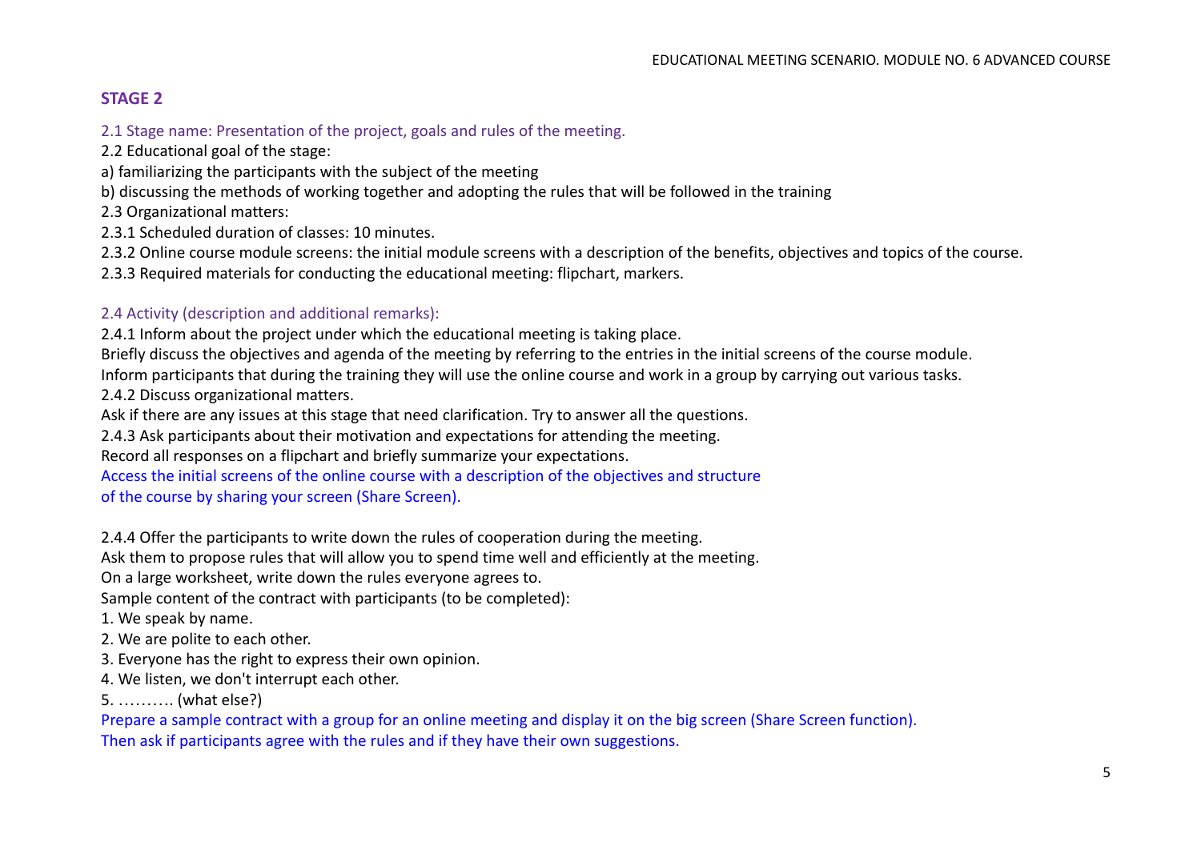## STAGE 2

2.1 Stage name: Presentation of the project, goals and rules of the meeting.

2.2 Educational goal of the stage:

a) familiarizing the participants with the subject of the meeting

b) discussing the methods of working together and adopting the rules that will be followed in the training

2.3 Organizational matters:

2.3.1 Scheduled duration of classes: 10 minutes.

2.3.2 Online course module screens: the initial module screens with a description of the benefits, objectives and topics of the course.

2.3.3 Required materials for conducting the educational meeting: flipchart, markers.

2.4 Activity (description and additional remarks):

2.4.1 Inform about the project under which the educational meeting is taking place.

Briefly discuss the objectives and agenda of the meeting by referring to the entries in the initial screens of the course module.

Inform participants that during the training they will use the online course and work in a group by carrying out various tasks.

2.4.2 Discuss organizational matters.

Ask if there are any issues at this stage that need clarification. Try to answer all the questions.

2.4.3 Ask participants about their motivation and expectations for attending the meeting.

Record all responses on a flipchart and briefly summarize your expectations.

Access the initial screens of the online course with a description of the objectives and structure of the course by sharing your screen (Share Screen).

2.4.4 Offer the participants to write down the rules of cooperation during the meeting.

Ask them to propose rules that will allow you to spend time well and efficiently at the meeting.

On a large worksheet, write down the rules everyone agrees to.

Sample content of the contract with participants (to be completed):

1. We speak by name.
2. We are polite to each other.
3. Everyone has the right to express their own opinion.
4. We listen, we don't interrupt each other.
5. ………. (what else?)

Prepare a sample contract with a group for an online meeting and display it on the big screen (Share Screen function).

Then ask if participants agree with the rules and if they have their own suggestions.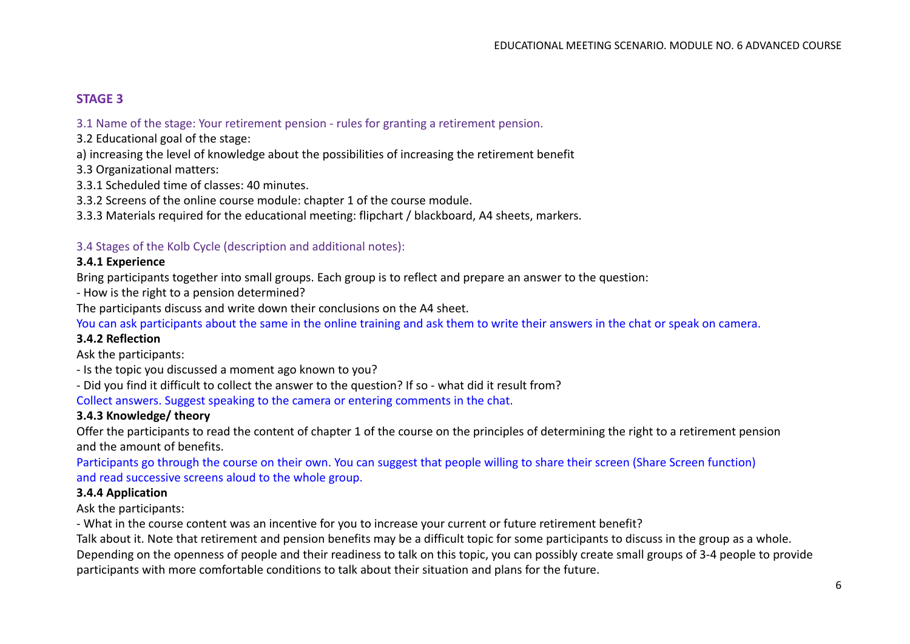## STAGE 3

3.1 Name of the stage: Your retirement pension - rules for granting a retirement pension.

3.2 Educational goal of the stage:

a) increasing the level of knowledge about the possibilities of increasing the retirement benefit

3.3 Organizational matters:

3.3.1 Scheduled time of classes: 40 minutes.

3.3.2 Screens of the online course module: chapter 1 of the course module.

3.3.3 Materials required for the educational meeting: flipchart / blackboard, A4 sheets, markers.

3.4 Stages of the Kolb Cycle (description and additional notes):

**3.4.1 Experience**

Bring participants together into small groups. Each group is to reflect and prepare an answer to the question:

- How is the right to a pension determined?

The participants discuss and write down their conclusions on the A4 sheet.

You can ask participants about the same in the online training and ask them to write their answers in the chat or speak on camera.

**3.4.2 Reflection**

Ask the participants:

- Is the topic you discussed a moment ago known to you?
- Did you find it difficult to collect the answer to the question? If so - what did it result from?

Collect answers. Suggest speaking to the camera or entering comments in the chat.

**3.4.3 Knowledge/ theory**

Offer the participants to read the content of chapter 1 of the course on the principles of determining the right to a retirement pension and the amount of benefits.

Participants go through the course on their own. You can suggest that people willing to share their screen (Share Screen function) and read successive screens aloud to the whole group.

**3.4.4 Application**

Ask the participants:

- What in the course content was an incentive for you to increase your current or future retirement benefit?

Talk about it. Note that retirement and pension benefits may be a difficult topic for some participants to discuss in the group as a whole. Depending on the openness of people and their readiness to talk on this topic, you can possibly create small groups of 3-4 people to provide participants with more comfortable conditions to talk about their situation and plans for the future.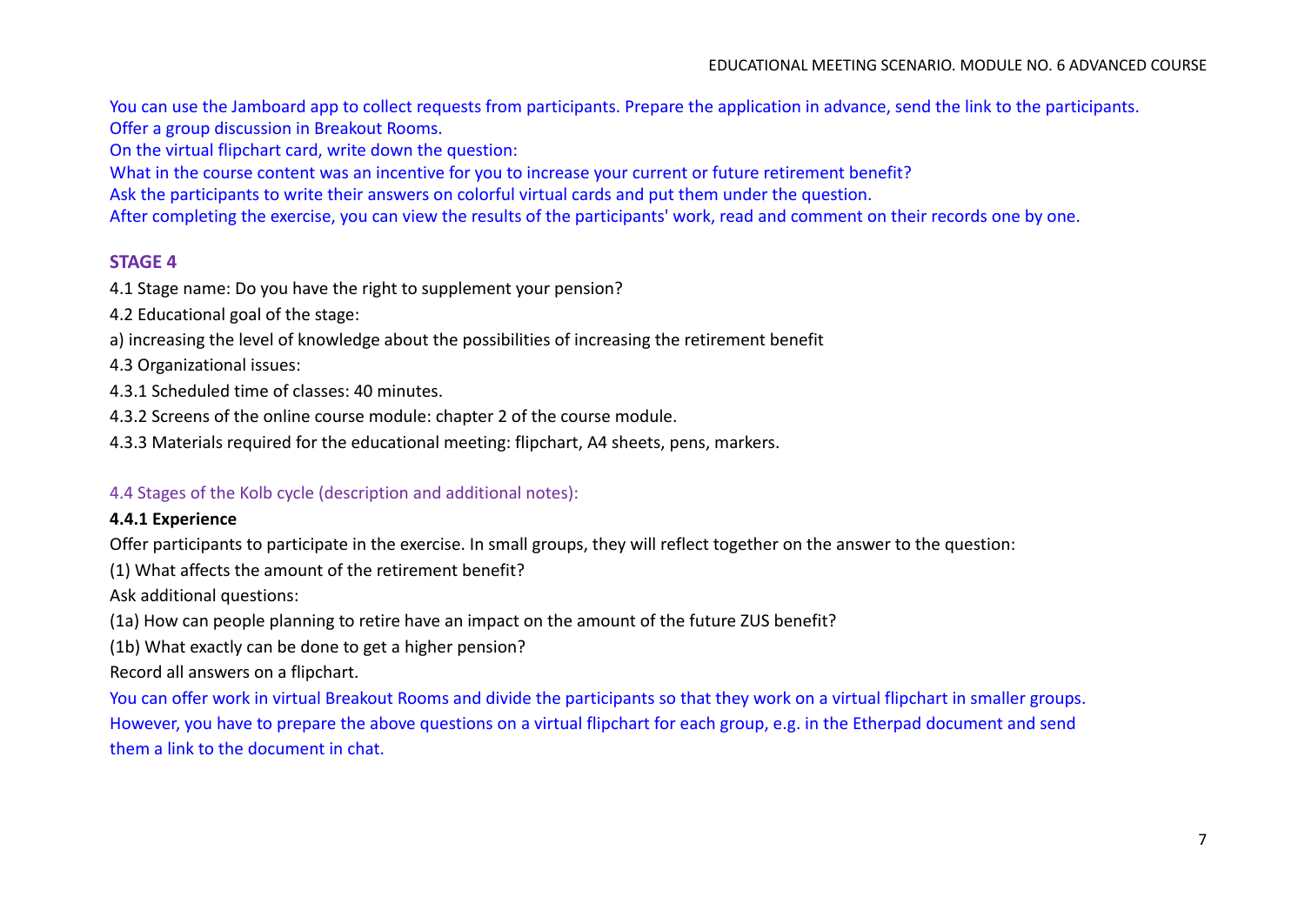You can use the Jamboard app to collect requests from participants. Prepare the application in advance, send the link to the participants.
Offer a group discussion in Breakout Rooms.
On the virtual flipchart card, write down the question:
What in the course content was an incentive for you to increase your current or future retirement benefit?
Ask the participants to write their answers on colorful virtual cards and put them under the question.
After completing the exercise, you can view the results of the participants' work, read and comment on their records one by one.

## STAGE 4

4.1 Stage name: Do you have the right to supplement your pension?

4.2 Educational goal of the stage:

a) increasing the level of knowledge about the possibilities of increasing the retirement benefit

4.3 Organizational issues:

4.3.1 Scheduled time of classes: 40 minutes.

4.3.2 Screens of the online course module: chapter 2 of the course module.

4.3.3 Materials required for the educational meeting: flipchart, A4 sheets, pens, markers.

### 4.4 Stages of the Kolb cycle (description and additional notes):

**4.4.1 Experience**

Offer participants to participate in the exercise. In small groups, they will reflect together on the answer to the question:

(1) What affects the amount of the retirement benefit?

Ask additional questions:

(1a) How can people planning to retire have an impact on the amount of the future ZUS benefit?

(1b) What exactly can be done to get a higher pension?

Record all answers on a flipchart.

You can offer work in virtual Breakout Rooms and divide the participants so that they work on a virtual flipchart in smaller groups.
However, you have to prepare the above questions on a virtual flipchart for each group, e.g. in the Etherpad document and send them a link to the document in chat.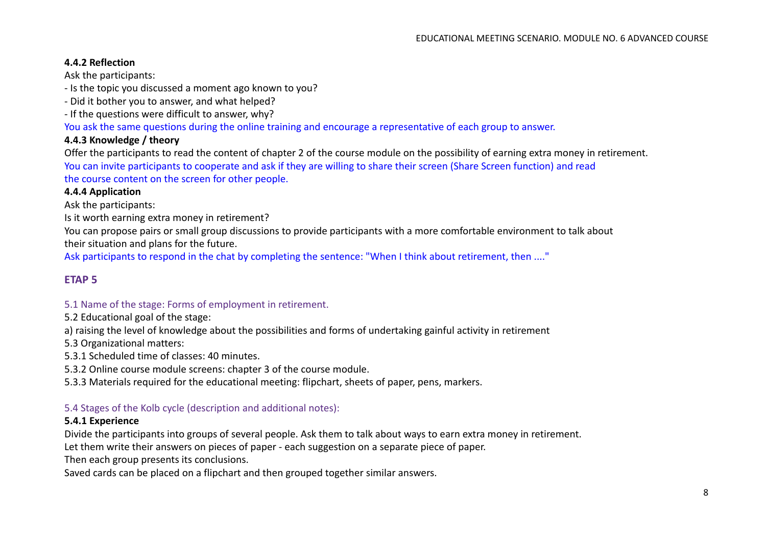**4.4.2 Reflection**

Ask the participants:

- Is the topic you discussed a moment ago known to you?
- Did it bother you to answer, and what helped?
- If the questions were difficult to answer, why?

You ask the same questions during the online training and encourage a representative of each group to answer.

**4.4.3 Knowledge / theory**

Offer the participants to read the content of chapter 2 of the course module on the possibility of earning extra money in retirement.

You can invite participants to cooperate and ask if they are willing to share their screen (Share Screen function) and read the course content on the screen for other people.

**4.4.4 Application**

Ask the participants:

Is it worth earning extra money in retirement?

You can propose pairs or small group discussions to provide participants with a more comfortable environment to talk about their situation and plans for the future.

Ask participants to respond in the chat by completing the sentence: "When I think about retirement, then ...."

## ETAP 5

5.1 Name of the stage: Forms of employment in retirement.

5.2 Educational goal of the stage:

a) raising the level of knowledge about the possibilities and forms of undertaking gainful activity in retirement

5.3 Organizational matters:

5.3.1 Scheduled time of classes: 40 minutes.

5.3.2 Online course module screens: chapter 3 of the course module.

5.3.3 Materials required for the educational meeting: flipchart, sheets of paper, pens, markers.

5.4 Stages of the Kolb cycle (description and additional notes):

**5.4.1 Experience**

Divide the participants into groups of several people. Ask them to talk about ways to earn extra money in retirement.

Let them write their answers on pieces of paper - each suggestion on a separate piece of paper.

Then each group presents its conclusions.

Saved cards can be placed on a flipchart and then grouped together similar answers.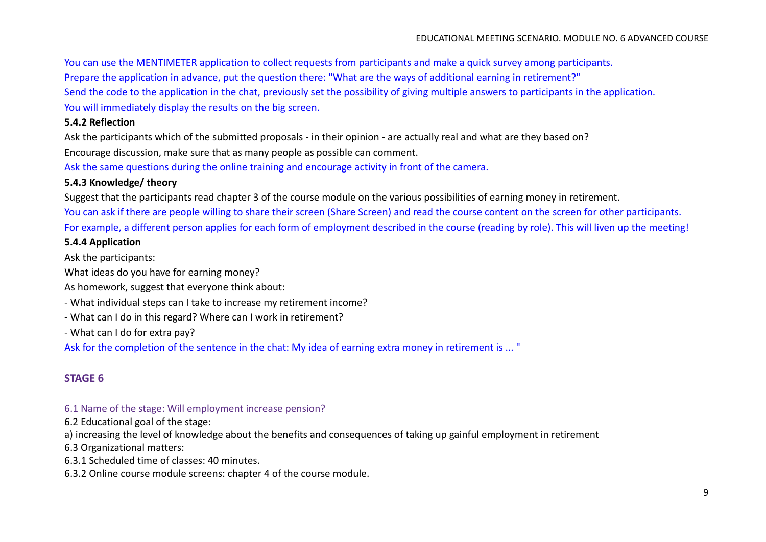You can use the MENTIMETER application to collect requests from participants and make a quick survey among participants.
Prepare the application in advance, put the question there: "What are the ways of additional earning in retirement?"
Send the code to the application in the chat, previously set the possibility of giving multiple answers to participants in the application.
You will immediately display the results on the big screen.

**5.4.2 Reflection**

Ask the participants which of the submitted proposals - in their opinion - are actually real and what are they based on?
Encourage discussion, make sure that as many people as possible can comment.
Ask the same questions during the online training and encourage activity in front of the camera.

**5.4.3 Knowledge/ theory**

Suggest that the participants read chapter 3 of the course module on the various possibilities of earning money in retirement.
You can ask if there are people willing to share their screen (Share Screen) and read the course content on the screen for other participants.
For example, a different person applies for each form of employment described in the course (reading by role). This will liven up the meeting!

**5.4.4 Application**

Ask the participants:
What ideas do you have for earning money?
As homework, suggest that everyone think about:
- What individual steps can I take to increase my retirement income?
- What can I do in this regard? Where can I work in retirement?
- What can I do for extra pay?

Ask for the completion of the sentence in the chat: My idea of earning extra money in retirement is ... "

## STAGE 6

6.1 Name of the stage: Will employment increase pension?
6.2 Educational goal of the stage:
a) increasing the level of knowledge about the benefits and consequences of taking up gainful employment in retirement
6.3 Organizational matters:
6.3.1 Scheduled time of classes: 40 minutes.
6.3.2 Online course module screens: chapter 4 of the course module.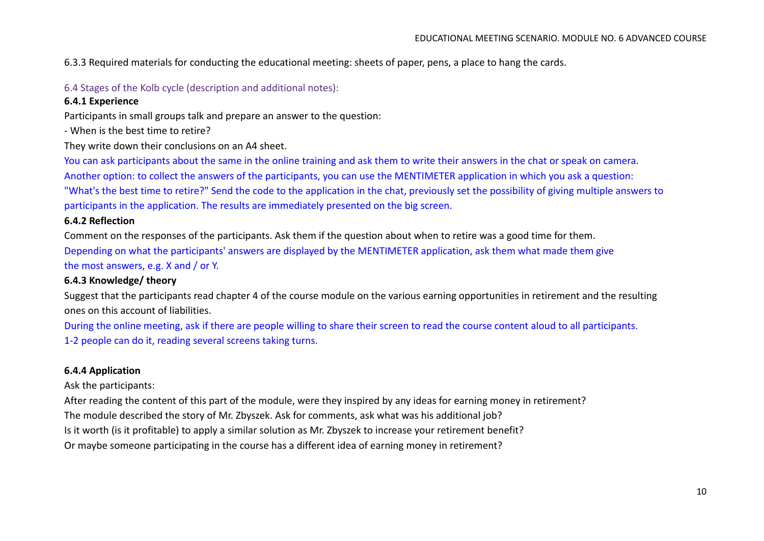6.3.3 Required materials for conducting the educational meeting: sheets of paper, pens, a place to hang the cards.

## 6.4 Stages of the Kolb cycle (description and additional notes):

### 6.4.1 Experience

Participants in small groups talk and prepare an answer to the question:

- When is the best time to retire?

They write down their conclusions on an A4 sheet.

You can ask participants about the same in the online training and ask them to write their answers in the chat or speak on camera. Another option: to collect the answers of the participants, you can use the MENTIMETER application in which you ask a question: "What's the best time to retire?" Send the code to the application in the chat, previously set the possibility of giving multiple answers to participants in the application. The results are immediately presented on the big screen.

### 6.4.2 Reflection

Comment on the responses of the participants. Ask them if the question about when to retire was a good time for them.

Depending on what the participants' answers are displayed by the MENTIMETER application, ask them what made them give the most answers, e.g. X and / or Y.

### 6.4.3 Knowledge/ theory

Suggest that the participants read chapter 4 of the course module on the various earning opportunities in retirement and the resulting ones on this account of liabilities.

During the online meeting, ask if there are people willing to share their screen to read the course content aloud to all participants. 1-2 people can do it, reading several screens taking turns.

### 6.4.4 Application

Ask the participants:

After reading the content of this part of the module, were they inspired by any ideas for earning money in retirement?

The module described the story of Mr. Zbyszek. Ask for comments, ask what was his additional job?

Is it worth (is it profitable) to apply a similar solution as Mr. Zbyszek to increase your retirement benefit?

Or maybe someone participating in the course has a different idea of earning money in retirement?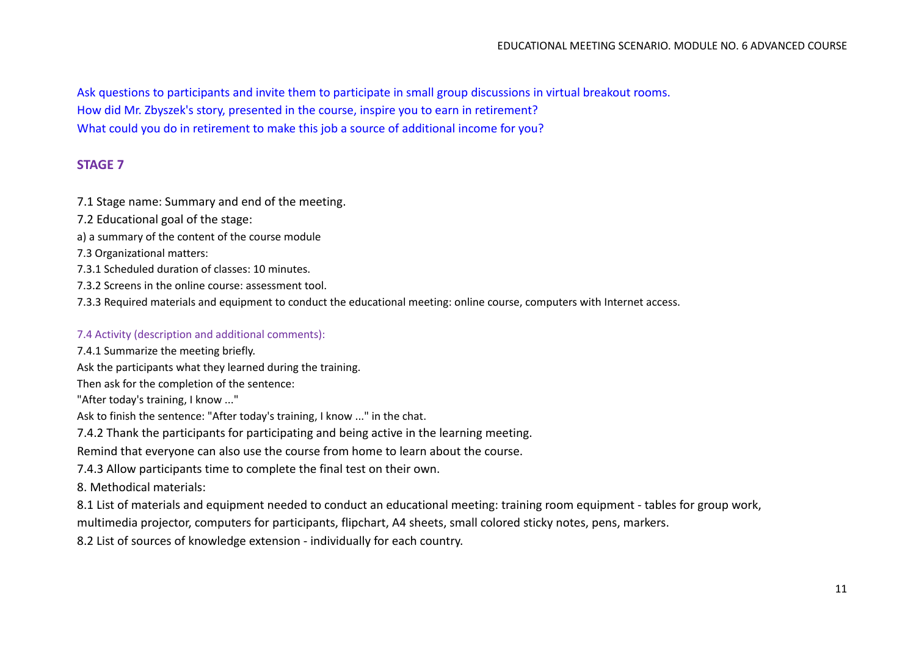Ask questions to participants and invite them to participate in small group discussions in virtual breakout rooms.

How did Mr. Zbyszek's story, presented in the course, inspire you to earn in retirement?

What could you do in retirement to make this job a source of additional income for you?

## STAGE 7

7.1 Stage name: Summary and end of the meeting.

7.2 Educational goal of the stage:

a) a summary of the content of the course module

7.3 Organizational matters:

7.3.1 Scheduled duration of classes: 10 minutes.

7.3.2 Screens in the online course: assessment tool.

7.3.3 Required materials and equipment to conduct the educational meeting: online course, computers with Internet access.

7.4 Activity (description and additional comments):

7.4.1 Summarize the meeting briefly.

Ask the participants what they learned during the training.

Then ask for the completion of the sentence:

"After today's training, I know ..."

Ask to finish the sentence: "After today's training, I know ..." in the chat.

7.4.2 Thank the participants for participating and being active in the learning meeting.

Remind that everyone can also use the course from home to learn about the course.

7.4.3 Allow participants time to complete the final test on their own.

8. Methodical materials:

8.1 List of materials and equipment needed to conduct an educational meeting: training room equipment - tables for group work, multimedia projector, computers for participants, flipchart, A4 sheets, small colored sticky notes, pens, markers.

8.2 List of sources of knowledge extension - individually for each country.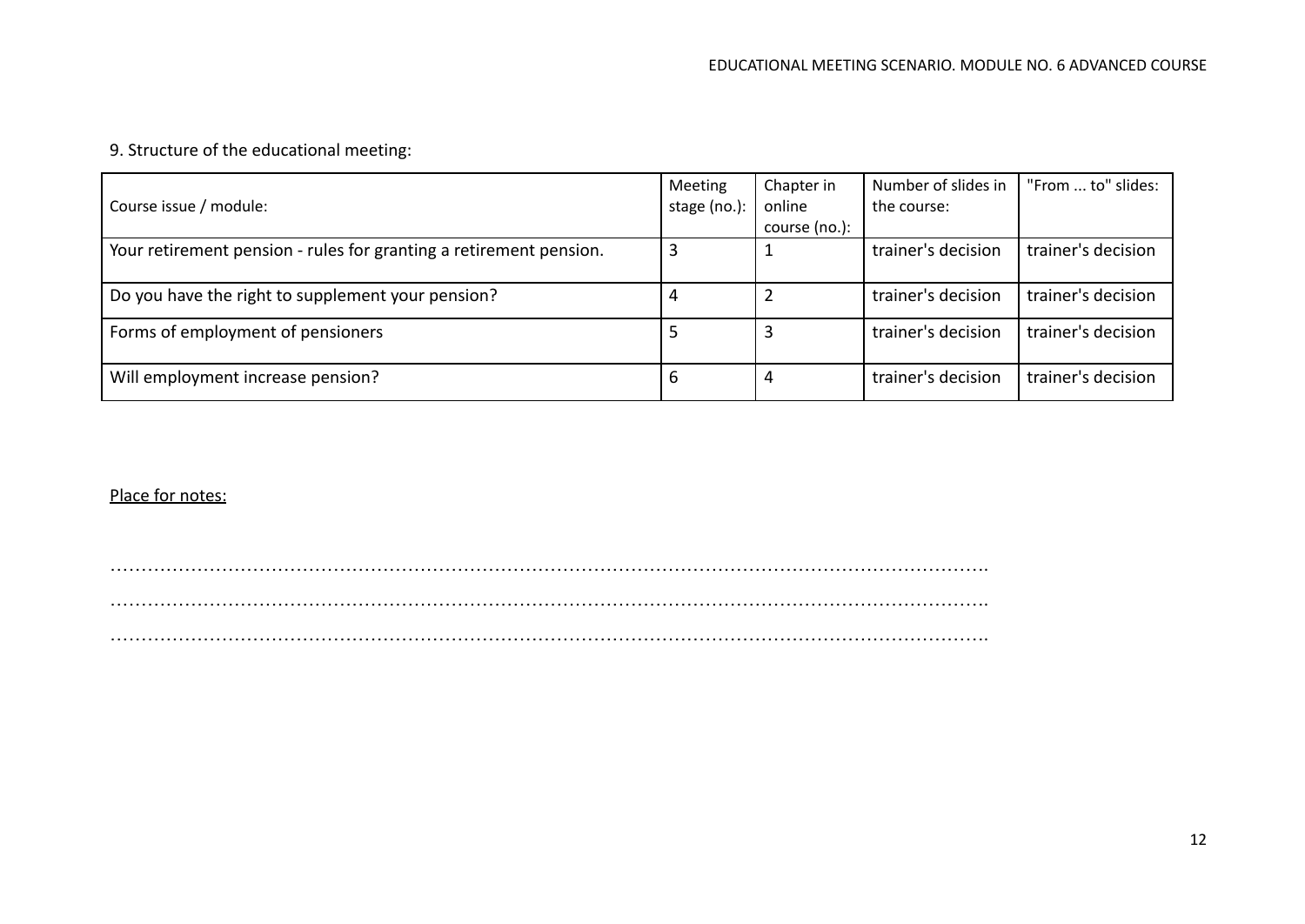9. Structure of the educational meeting:

| Course issue / module: | Meeting stage (no.): | Chapter in online course (no.): | Number of slides in the course: | "From ... to" slides: |
|---|---|---|---|---|
| Your retirement pension - rules for granting a retirement pension. | 3 | 1 | trainer's decision | trainer's decision |
| Do you have the right to supplement your pension? | 4 | 2 | trainer's decision | trainer's decision |
| Forms of employment of pensioners | 5 | 3 | trainer's decision | trainer's decision |
| Will employment increase pension? | 6 | 4 | trainer's decision | trainer's decision |

Place for notes:

……………………………………………………………………………………………………………………………….

……………………………………………………………………………………………………………………………….

……………………………………………………………………………………………………………………………….